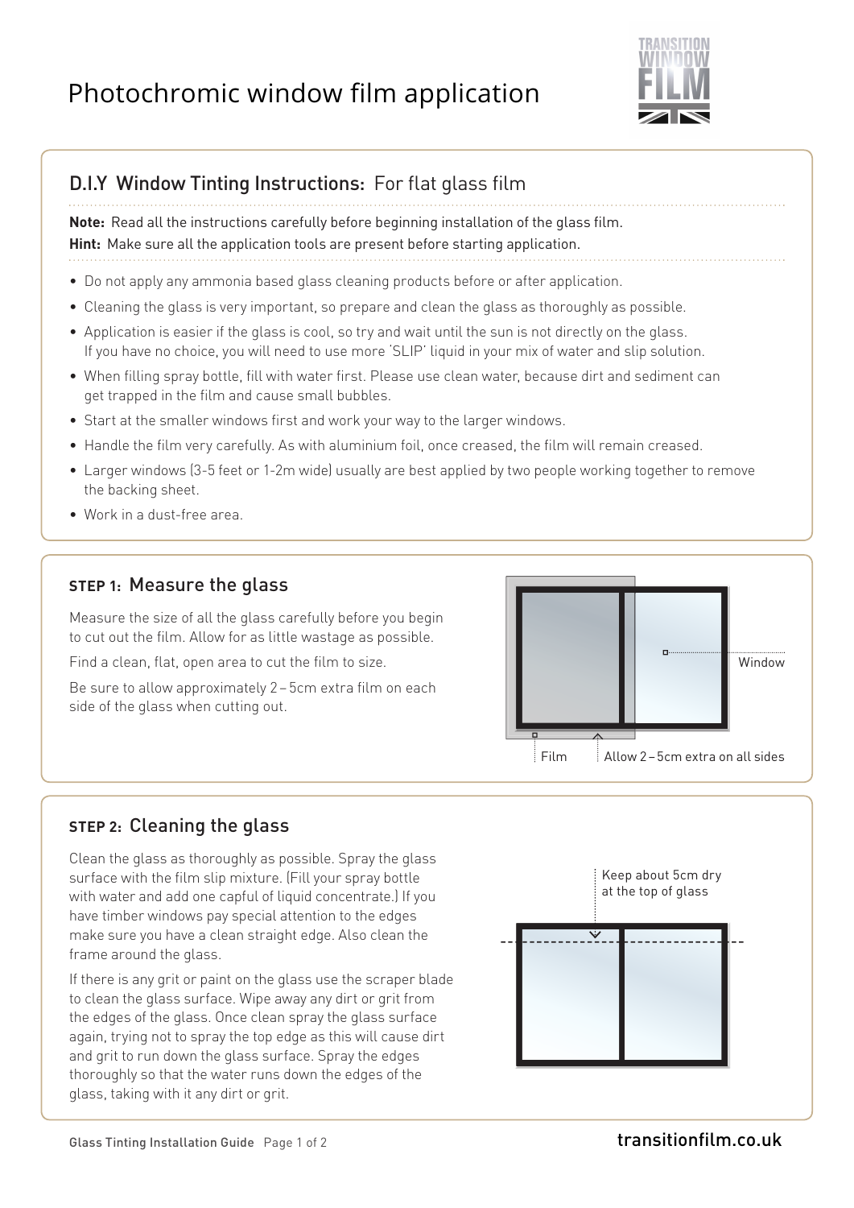# Photochromic window film application

## D.I.Y Window Tinting Instructions: For flat glass film

**Note:** Read all the instructions carefully before beginning installation of the glass film.
**Hint:** Make sure all the application tools are present before starting application.

- Do not apply any ammonia based glass cleaning products before or after application.
- Cleaning the glass is very important, so prepare and clean the glass as thoroughly as possible.
- Application is easier if the glass is cool, so try and wait until the sun is not directly on the glass. If you have no choice, you will need to use more 'SLIP' liquid in your mix of water and slip solution.
- When filling spray bottle, fill with water first. Please use clean water, because dirt and sediment can get trapped in the film and cause small bubbles.
- Start at the smaller windows first and work your way to the larger windows.
- Handle the film very carefully. As with aluminium foil, once creased, the film will remain creased.
- Larger windows (3-5 feet or 1-2m wide) usually are best applied by two people working together to remove the backing sheet.
- Work in a dust-free area.

## STEP 1: Measure the glass

Measure the size of all the glass carefully before you begin to cut out the film. Allow for as little wastage as possible.

Find a clean, flat, open area to cut the film to size.

Be sure to allow approximately 2–5cm extra film on each side of the glass when cutting out.

Window

Film

Allow 2–5cm extra on all sides

## STEP 2: Cleaning the glass

Clean the glass as thoroughly as possible. Spray the glass surface with the film slip mixture. (Fill your spray bottle with water and add one capful of liquid concentrate.) If you have timber windows pay special attention to the edges make sure you have a clean straight edge. Also clean the frame around the glass.

If there is any grit or paint on the glass use the scraper blade to clean the glass surface. Wipe away any dirt or grit from the edges of the glass. Once clean spray the glass surface again, trying not to spray the top edge as this will cause dirt and grit to run down the glass surface. Spray the edges thoroughly so that the water runs down the edges of the glass, taking with it any dirt or grit.

Keep about 5cm dry at the top of glass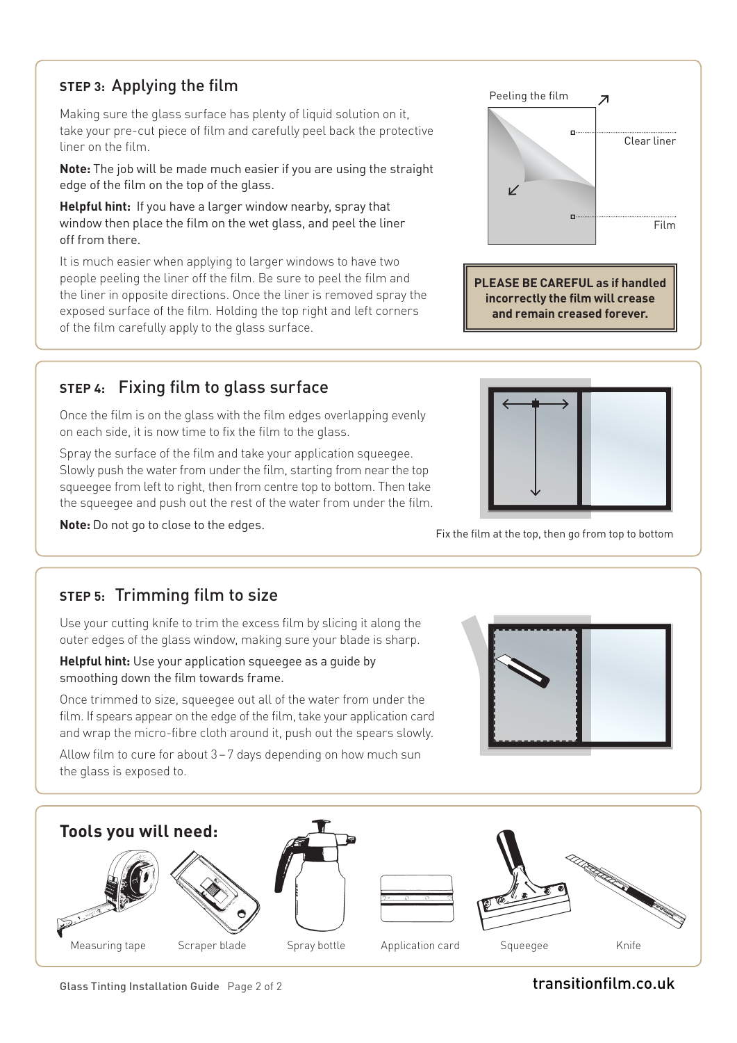## STEP 3: Applying the film

Making sure the glass surface has plenty of liquid solution on it, take your pre-cut piece of film and carefully peel back the protective liner on the film.

**Note:** The job will be made much easier if you are using the straight edge of the film on the top of the glass.

**Helpful hint:** If you have a larger window nearby, spray that window then place the film on the wet glass, and peel the liner off from there.

It is much easier when applying to larger windows to have two people peeling the liner off the film. Be sure to peel the film and the liner in opposite directions. Once the liner is removed spray the exposed surface of the film. Holding the top right and left corners of the film carefully apply to the glass surface.

Peeling the film

Clear liner

Film

**PLEASE BE CAREFUL as if handled incorrectly the film will crease and remain creased forever.**

## STEP 4: Fixing film to glass surface

Once the film is on the glass with the film edges overlapping evenly on each side, it is now time to fix the film to the glass.

Spray the surface of the film and take your application squeegee. Slowly push the water from under the film, starting from near the top squeegee from left to right, then from centre top to bottom. Then take the squeegee and push out the rest of the water from under the film.

**Note:** Do not go to close to the edges.

Fix the film at the top, then go from top to bottom

## STEP 5: Trimming film to size

Use your cutting knife to trim the excess film by slicing it along the outer edges of the glass window, making sure your blade is sharp.

**Helpful hint:** Use your application squeegee as a guide by smoothing down the film towards frame.

Once trimmed to size, squeegee out all of the water from under the film. If spears appear on the edge of the film, take your application card and wrap the micro-fibre cloth around it, push out the spears slowly.

Allow film to cure for about 3 – 7 days depending on how much sun the glass is exposed to.

## Tools you will need:

Measuring tape

Scraper blade

Spray bottle

Application card

Squeegee

Knife

transitionfilm.co.uk